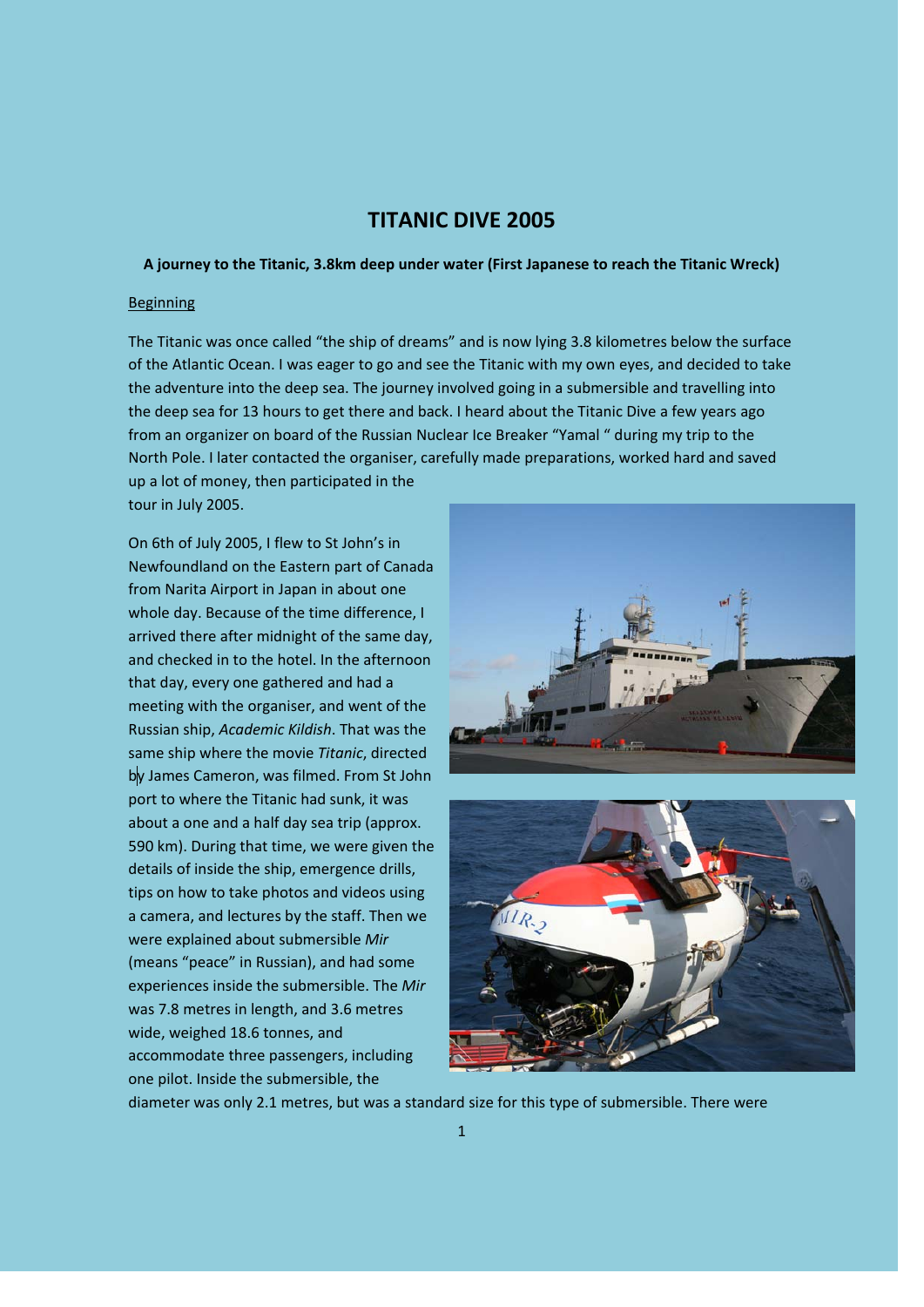# TITANIC DIVE 2005

**A journey to the Titanic, 3.8km deep under water (First Japanese to reach the Titanic Wreck)**

## Beginning

The Titanic was once called "the ship of dreams" and is now lying 3.8 kilometres below the surface of the Atlantic Ocean. I was eager to go and see the Titanic with my own eyes, and decided to take the adventure into the deep sea. The journey involved going in a submersible and travelling into the deep sea for 13 hours to get there and back. I heard about the Titanic Dive a few years ago from an organizer on board of the Russian Nuclear Ice Breaker "Yamal " during my trip to the North Pole. I later contacted the organiser, carefully made preparations, worked hard and saved up a lot of money, then participated in the tour in July 2005.

On 6th of July 2005, I flew to St John's in Newfoundland on the Eastern part of Canada from Narita Airport in Japan in about one whole day. Because of the time difference, I arrived there after midnight of the same day, and checked in to the hotel. In the afternoon that day, every one gathered and had a meeting with the organiser, and went of the Russian ship, *Academic Kildish*. That was the same ship where the movie *Titanic*, directed by James Cameron, was filmed. From St John port to where the Titanic had sunk, it was about a one and a half day sea trip (approx. 590 km). During that time, we were given the details of inside the ship, emergence drills, tips on how to take photos and videos using a camera, and lectures by the staff. Then we were explained about submersible *Mir* (means "peace" in Russian), and had some experiences inside the submersible. The *Mir* was 7.8 metres in length, and 3.6 metres wide, weighed 18.6 tonnes, and accommodate three passengers, including one pilot. Inside the submersible, the diameter was only 2.1 metres, but was a standard size for this type of submersible. There were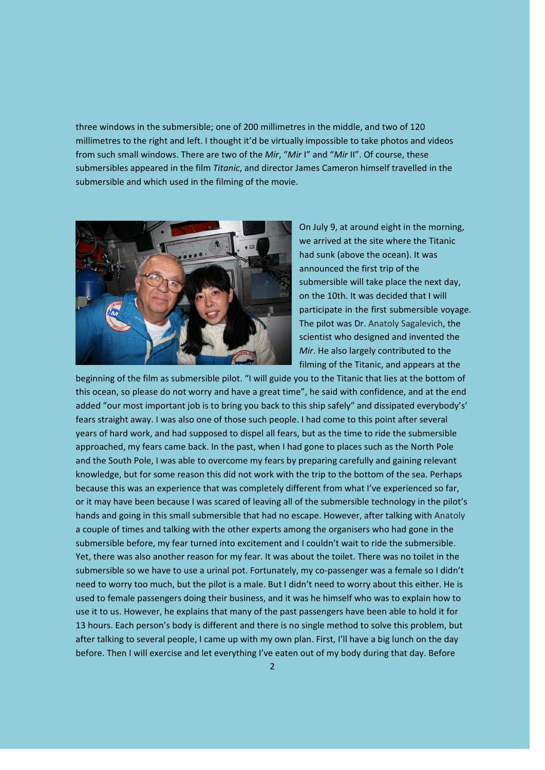three windows in the submersible; one of 200 millimetres in the middle, and two of 120 millimetres to the right and left. I thought it'd be virtually impossible to take photos and videos from such small windows. There are two of the *Mir*, "*Mir* I" and "*Mir* II". Of course, these submersibles appeared in the film *Titanic*, and director James Cameron himself travelled in the submersible and which used in the filming of the movie.

On July 9, at around eight in the morning, we arrived at the site where the Titanic had sunk (above the ocean). It was announced the first trip of the submersible will take place the next day, on the 10th. It was decided that I will participate in the first submersible voyage. The pilot was Dr. Anatoly Sagalevich, the scientist who designed and invented the *Mir*. He also largely contributed to the filming of the Titanic, and appears at the beginning of the film as submersible pilot. "I will guide you to the Titanic that lies at the bottom of this ocean, so please do not worry and have a great time", he said with confidence, and at the end added "our most important job is to bring you back to this ship safely" and dissipated everybody's' fears straight away. I was also one of those such people. I had come to this point after several years of hard work, and had supposed to dispel all fears, but as the time to ride the submersible approached, my fears came back. In the past, when I had gone to places such as the North Pole and the South Pole, I was able to overcome my fears by preparing carefully and gaining relevant knowledge, but for some reason this did not work with the trip to the bottom of the sea. Perhaps because this was an experience that was completely different from what I've experienced so far, or it may have been because I was scared of leaving all of the submersible technology in the pilot's hands and going in this small submersible that had no escape. However, after talking with Anatoly a couple of times and talking with the other experts among the organisers who had gone in the submersible before, my fear turned into excitement and I couldn't wait to ride the submersible. Yet, there was also another reason for my fear. It was about the toilet. There was no toilet in the submersible so we have to use a urinal pot. Fortunately, my co-passenger was a female so I didn't need to worry too much, but the pilot is a male. But I didn't need to worry about this either. He is used to female passengers doing their business, and it was he himself who was to explain how to use it to us. However, he explains that many of the past passengers have been able to hold it for 13 hours. Each person's body is different and there is no single method to solve this problem, but after talking to several people, I came up with my own plan. First, I'll have a big lunch on the day before. Then I will exercise and let everything I've eaten out of my body during that day. Before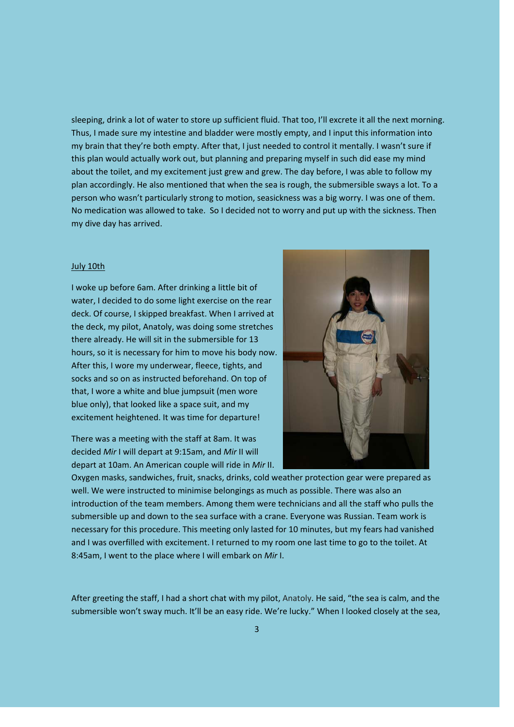sleeping, drink a lot of water to store up sufficient fluid. That too, I'll excrete it all the next morning. Thus, I made sure my intestine and bladder were mostly empty, and I input this information into my brain that they're both empty. After that, I just needed to control it mentally. I wasn't sure if this plan would actually work out, but planning and preparing myself in such did ease my mind about the toilet, and my excitement just grew and grew. The day before, I was able to follow my plan accordingly. He also mentioned that when the sea is rough, the submersible sways a lot. To a person who wasn't particularly strong to motion, seasickness was a big worry. I was one of them. No medication was allowed to take. So I decided not to worry and put up with the sickness. Then my dive day has arrived.

July 10th

I woke up before 6am. After drinking a little bit of water, I decided to do some light exercise on the rear deck. Of course, I skipped breakfast. When I arrived at the deck, my pilot, Anatoly, was doing some stretches there already. He will sit in the submersible for 13 hours, so it is necessary for him to move his body now. After this, I wore my underwear, fleece, tights, and socks and so on as instructed beforehand. On top of that, I wore a white and blue jumpsuit (men wore blue only), that looked like a space suit, and my excitement heightened. It was time for departure!

There was a meeting with the staff at 8am. It was decided *Mir* I will depart at 9:15am, and *Mir* II will depart at 10am. An American couple will ride in *Mir* II. Oxygen masks, sandwiches, fruit, snacks, drinks, cold weather protection gear were prepared as well. We were instructed to minimise belongings as much as possible. There was also an introduction of the team members. Among them were technicians and all the staff who pulls the submersible up and down to the sea surface with a crane. Everyone was Russian. Team work is necessary for this procedure. This meeting only lasted for 10 minutes, but my fears had vanished and I was overfilled with excitement. I returned to my room one last time to go to the toilet. At 8:45am, I went to the place where I will embark on *Mir* I.

After greeting the staff, I had a short chat with my pilot, Anatoly. He said, "the sea is calm, and the submersible won't sway much. It'll be an easy ride. We're lucky." When I looked closely at the sea,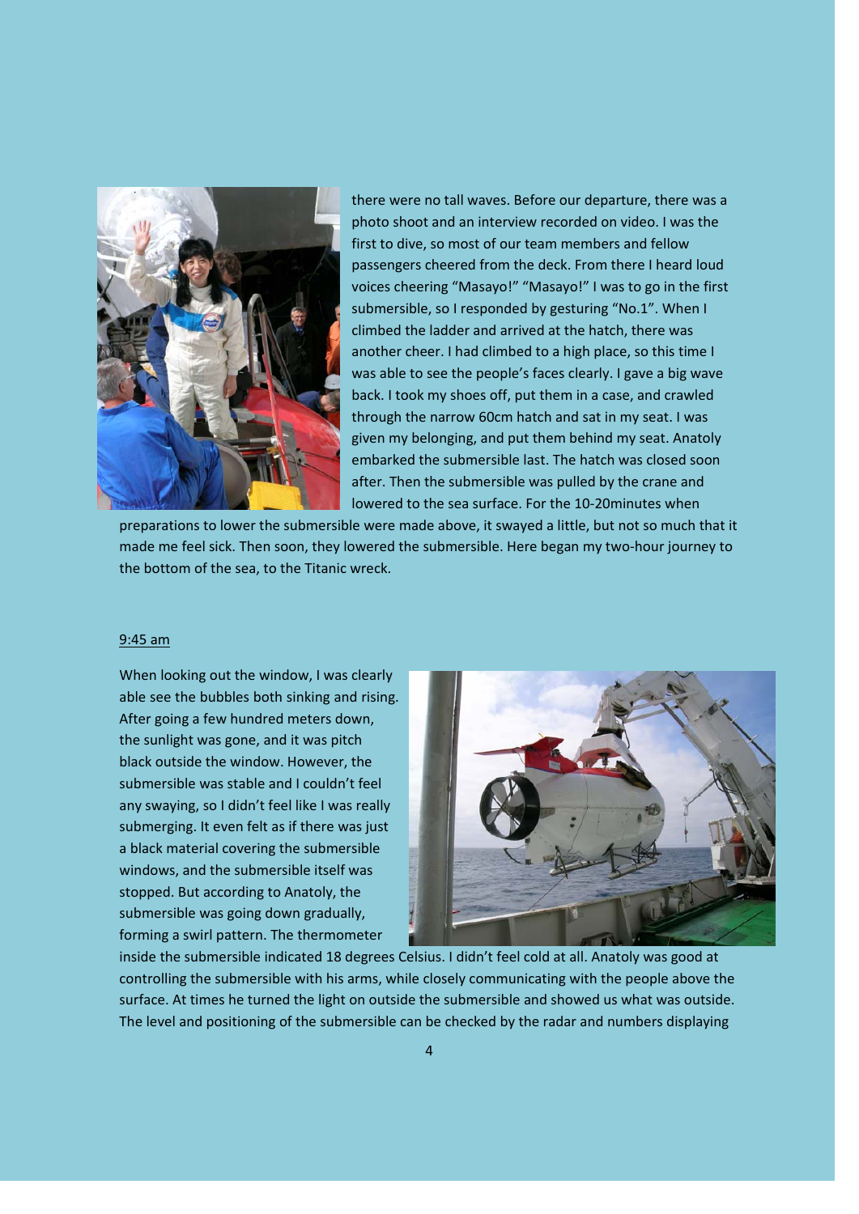there were no tall waves. Before our departure, there was a photo shoot and an interview recorded on video. I was the first to dive, so most of our team members and fellow passengers cheered from the deck. From there I heard loud voices cheering "Masayo!" "Masayo!" I was to go in the first submersible, so I responded by gesturing "No.1". When I climbed the ladder and arrived at the hatch, there was another cheer. I had climbed to a high place, so this time I was able to see the people's faces clearly. I gave a big wave back. I took my shoes off, put them in a case, and crawled through the narrow 60cm hatch and sat in my seat. I was given my belonging, and put them behind my seat. Anatoly embarked the submersible last. The hatch was closed soon after. Then the submersible was pulled by the crane and lowered to the sea surface. For the 10-20minutes when preparations to lower the submersible were made above, it swayed a little, but not so much that it made me feel sick. Then soon, they lowered the submersible. Here began my two-hour journey to the bottom of the sea, to the Titanic wreck.

9:45 am

When looking out the window, I was clearly able see the bubbles both sinking and rising. After going a few hundred meters down, the sunlight was gone, and it was pitch black outside the window. However, the submersible was stable and I couldn't feel any swaying, so I didn't feel like I was really submerging. It even felt as if there was just a black material covering the submersible windows, and the submersible itself was stopped. But according to Anatoly, the submersible was going down gradually, forming a swirl pattern. The thermometer inside the submersible indicated 18 degrees Celsius. I didn't feel cold at all. Anatoly was good at controlling the submersible with his arms, while closely communicating with the people above the surface. At times he turned the light on outside the submersible and showed us what was outside. The level and positioning of the submersible can be checked by the radar and numbers displaying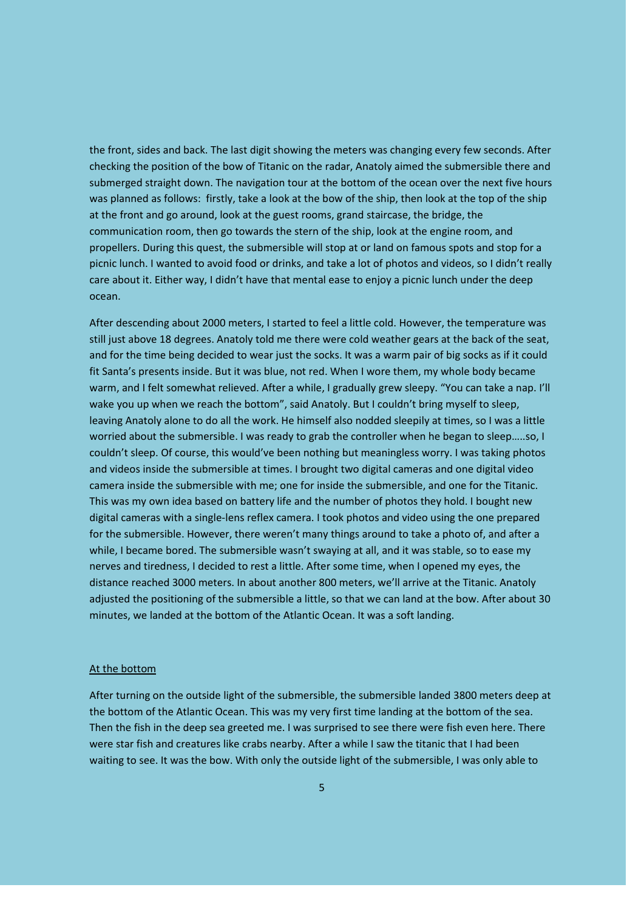the front, sides and back. The last digit showing the meters was changing every few seconds. After checking the position of the bow of Titanic on the radar, Anatoly aimed the submersible there and submerged straight down. The navigation tour at the bottom of the ocean over the next five hours was planned as follows: firstly, take a look at the bow of the ship, then look at the top of the ship at the front and go around, look at the guest rooms, grand staircase, the bridge, the communication room, then go towards the stern of the ship, look at the engine room, and propellers. During this quest, the submersible will stop at or land on famous spots and stop for a picnic lunch. I wanted to avoid food or drinks, and take a lot of photos and videos, so I didn't really care about it. Either way, I didn't have that mental ease to enjoy a picnic lunch under the deep ocean.

After descending about 2000 meters, I started to feel a little cold. However, the temperature was still just above 18 degrees. Anatoly told me there were cold weather gears at the back of the seat, and for the time being decided to wear just the socks. It was a warm pair of big socks as if it could fit Santa's presents inside. But it was blue, not red. When I wore them, my whole body became warm, and I felt somewhat relieved. After a while, I gradually grew sleepy. "You can take a nap. I'll wake you up when we reach the bottom", said Anatoly. But I couldn't bring myself to sleep, leaving Anatoly alone to do all the work. He himself also nodded sleepily at times, so I was a little worried about the submersible. I was ready to grab the controller when he began to sleep…..so, I couldn't sleep. Of course, this would've been nothing but meaningless worry. I was taking photos and videos inside the submersible at times. I brought two digital cameras and one digital video camera inside the submersible with me; one for inside the submersible, and one for the Titanic. This was my own idea based on battery life and the number of photos they hold. I bought new digital cameras with a single-lens reflex camera. I took photos and video using the one prepared for the submersible. However, there weren't many things around to take a photo of, and after a while, I became bored. The submersible wasn't swaying at all, and it was stable, so to ease my nerves and tiredness, I decided to rest a little. After some time, when I opened my eyes, the distance reached 3000 meters. In about another 800 meters, we'll arrive at the Titanic. Anatoly adjusted the positioning of the submersible a little, so that we can land at the bow. After about 30 minutes, we landed at the bottom of the Atlantic Ocean. It was a soft landing.

## At the bottom

After turning on the outside light of the submersible, the submersible landed 3800 meters deep at the bottom of the Atlantic Ocean. This was my very first time landing at the bottom of the sea. Then the fish in the deep sea greeted me. I was surprised to see there were fish even here. There were star fish and creatures like crabs nearby. After a while I saw the titanic that I had been waiting to see. It was the bow. With only the outside light of the submersible, I was only able to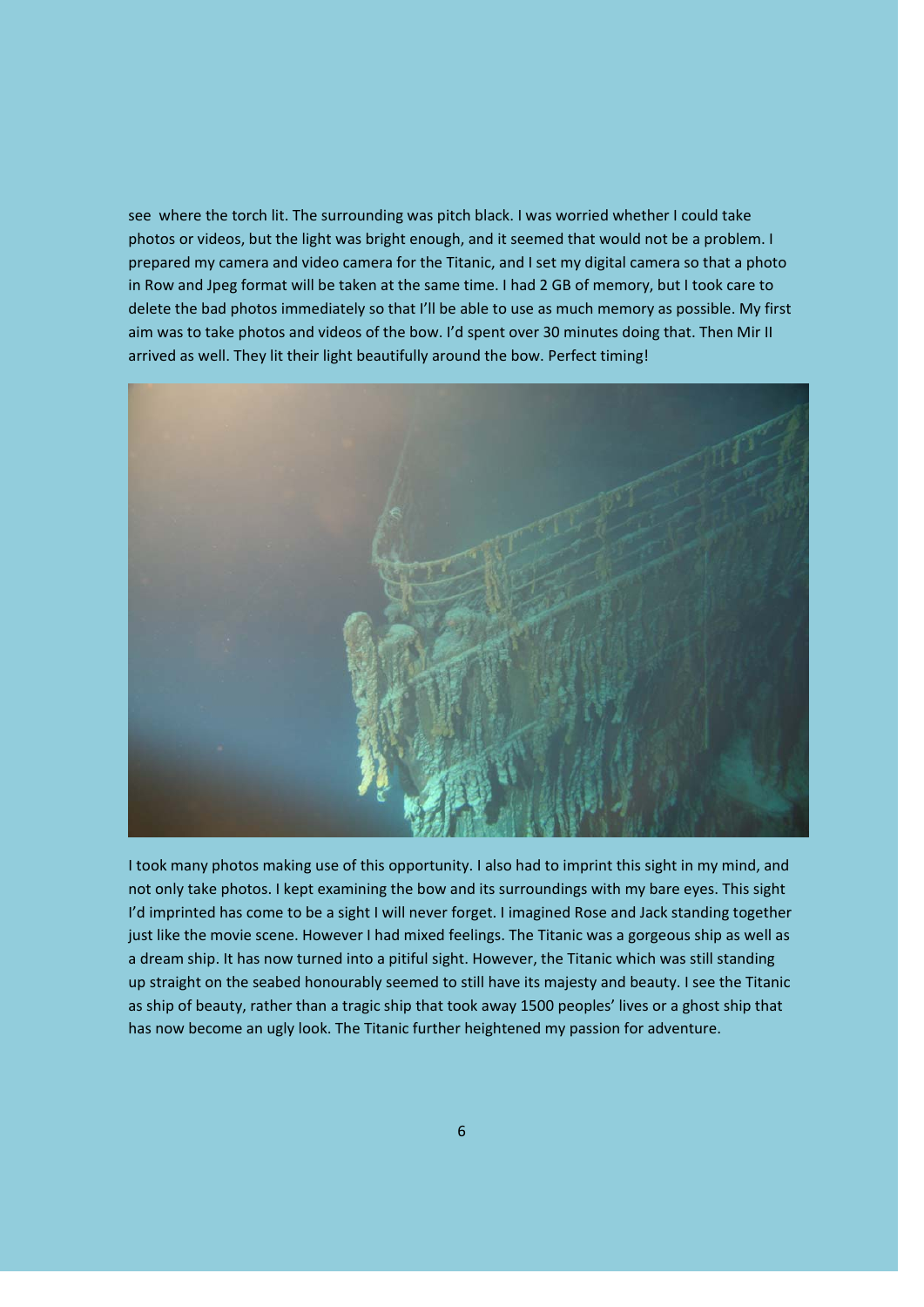see where the torch lit. The surrounding was pitch black. I was worried whether I could take photos or videos, but the light was bright enough, and it seemed that would not be a problem. I prepared my camera and video camera for the Titanic, and I set my digital camera so that a photo in Row and Jpeg format will be taken at the same time. I had 2 GB of memory, but I took care to delete the bad photos immediately so that I'll be able to use as much memory as possible. My first aim was to take photos and videos of the bow. I'd spent over 30 minutes doing that. Then Mir II arrived as well. They lit their light beautifully around the bow. Perfect timing!

I took many photos making use of this opportunity. I also had to imprint this sight in my mind, and not only take photos. I kept examining the bow and its surroundings with my bare eyes. This sight I'd imprinted has come to be a sight I will never forget. I imagined Rose and Jack standing together just like the movie scene. However I had mixed feelings. The Titanic was a gorgeous ship as well as a dream ship. It has now turned into a pitiful sight. However, the Titanic which was still standing up straight on the seabed honourably seemed to still have its majesty and beauty. I see the Titanic as ship of beauty, rather than a tragic ship that took away 1500 peoples' lives or a ghost ship that has now become an ugly look. The Titanic further heightened my passion for adventure.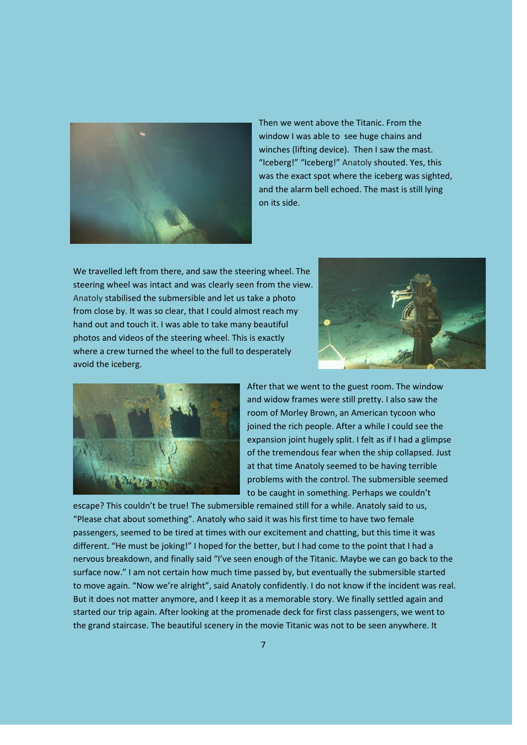Then we went above the Titanic. From the window I was able to see huge chains and winches (lifting device). Then I saw the mast. "Iceberg!" "Iceberg!" Anatoly shouted. Yes, this was the exact spot where the iceberg was sighted, and the alarm bell echoed. The mast is still lying on its side.

We travelled left from there, and saw the steering wheel. The steering wheel was intact and was clearly seen from the view. Anatoly stabilised the submersible and let us take a photo from close by. It was so clear, that I could almost reach my hand out and touch it. I was able to take many beautiful photos and videos of the steering wheel. This is exactly where a crew turned the wheel to the full to desperately avoid the iceberg.

After that we went to the guest room. The window and widow frames were still pretty. I also saw the room of Morley Brown, an American tycoon who joined the rich people. After a while I could see the expansion joint hugely split. I felt as if I had a glimpse of the tremendous fear when the ship collapsed. Just at that time Anatoly seemed to be having terrible problems with the control. The submersible seemed to be caught in something. Perhaps we couldn't escape? This couldn't be true! The submersible remained still for a while. Anatoly said to us, "Please chat about something". Anatoly who said it was his first time to have two female passengers, seemed to be tired at times with our excitement and chatting, but this time it was different. "He must be joking!" I hoped for the better, but I had come to the point that I had a nervous breakdown, and finally said "I've seen enough of the Titanic. Maybe we can go back to the surface now." I am not certain how much time passed by, but eventually the submersible started to move again. "Now we're alright", said Anatoly confidently. I do not know if the incident was real. But it does not matter anymore, and I keep it as a memorable story. We finally settled again and started our trip again. After looking at the promenade deck for first class passengers, we went to the grand staircase. The beautiful scenery in the movie Titanic was not to be seen anywhere. It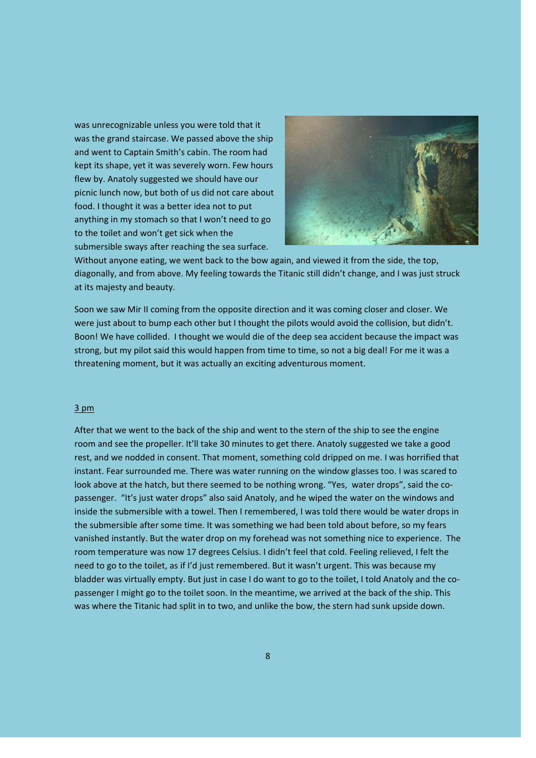was unrecognizable unless you were told that it was the grand staircase. We passed above the ship and went to Captain Smith's cabin. The room had kept its shape, yet it was severely worn. Few hours flew by. Anatoly suggested we should have our picnic lunch now, but both of us did not care about food. I thought it was a better idea not to put anything in my stomach so that I won't need to go to the toilet and won't get sick when the submersible sways after reaching the sea surface. Without anyone eating, we went back to the bow again, and viewed it from the side, the top, diagonally, and from above. My feeling towards the Titanic still didn't change, and I was just struck at its majesty and beauty.

Soon we saw Mir II coming from the opposite direction and it was coming closer and closer. We were just about to bump each other but I thought the pilots would avoid the collision, but didn't. Boon! We have collided. I thought we would die of the deep sea accident because the impact was strong, but my pilot said this would happen from time to time, so not a big deal! For me it was a threatening moment, but it was actually an exciting adventurous moment.

<u>3 pm</u>

After that we went to the back of the ship and went to the stern of the ship to see the engine room and see the propeller. It'll take 30 minutes to get there. Anatoly suggested we take a good rest, and we nodded in consent. That moment, something cold dripped on me. I was horrified that instant. Fear surrounded me. There was water running on the window glasses too. I was scared to look above at the hatch, but there seemed to be nothing wrong. "Yes, water drops", said the co-passenger. "It's just water drops" also said Anatoly, and he wiped the water on the windows and inside the submersible with a towel. Then I remembered, I was told there would be water drops in the submersible after some time. It was something we had been told about before, so my fears vanished instantly. But the water drop on my forehead was not something nice to experience. The room temperature was now 17 degrees Celsius. I didn't feel that cold. Feeling relieved, I felt the need to go to the toilet, as if I'd just remembered. But it wasn't urgent. This was because my bladder was virtually empty. But just in case I do want to go to the toilet, I told Anatoly and the co-passenger I might go to the toilet soon. In the meantime, we arrived at the back of the ship. This was where the Titanic had split in to two, and unlike the bow, the stern had sunk upside down.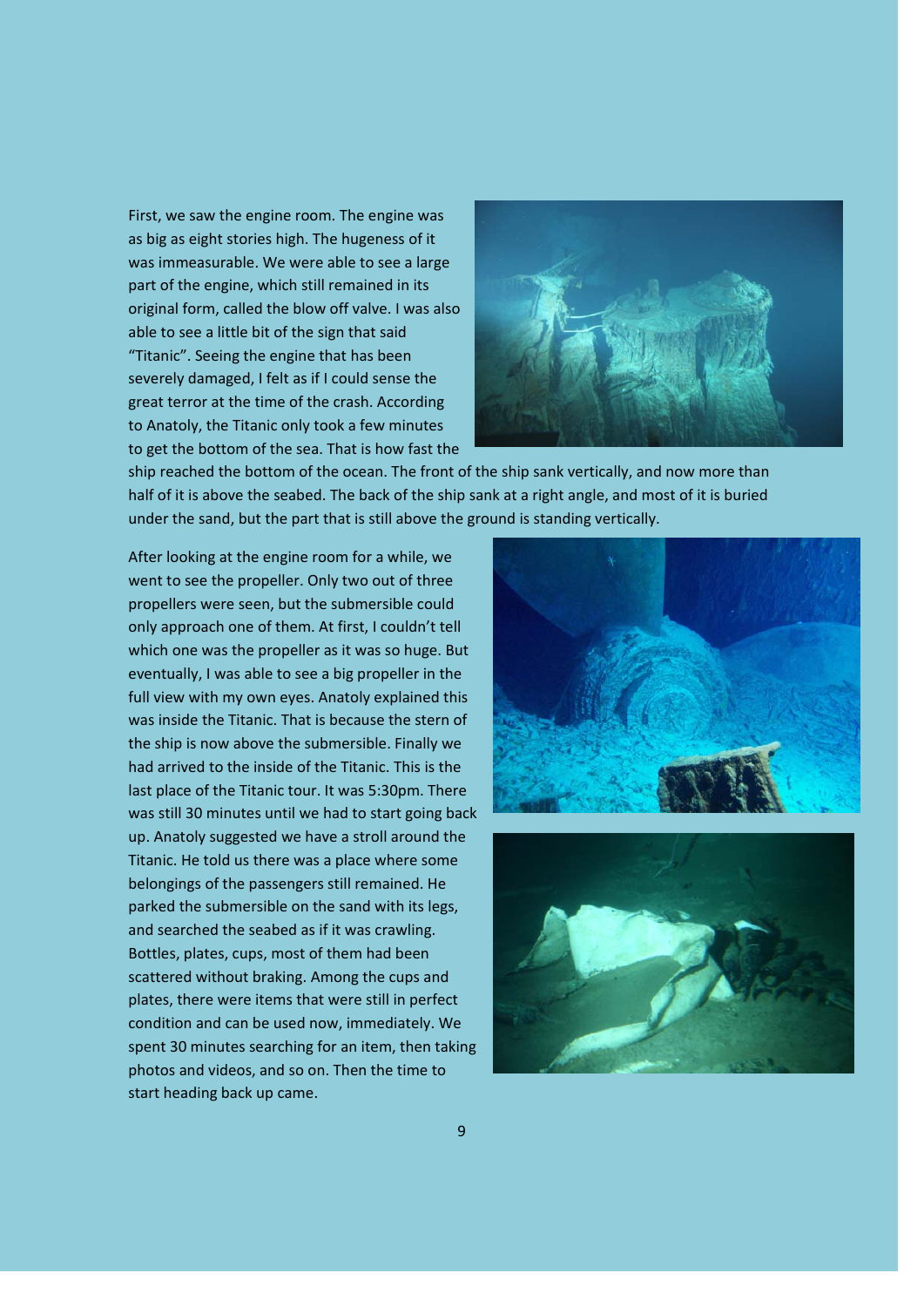First, we saw the engine room. The engine was as big as eight stories high. The hugeness of it was immeasurable. We were able to see a large part of the engine, which still remained in its original form, called the blow off valve. I was also able to see a little bit of the sign that said "Titanic". Seeing the engine that has been severely damaged, I felt as if I could sense the great terror at the time of the crash. According to Anatoly, the Titanic only took a few minutes to get the bottom of the sea. That is how fast the ship reached the bottom of the ocean. The front of the ship sank vertically, and now more than half of it is above the seabed. The back of the ship sank at a right angle, and most of it is buried under the sand, but the part that is still above the ground is standing vertically.

After looking at the engine room for a while, we went to see the propeller. Only two out of three propellers were seen, but the submersible could only approach one of them. At first, I couldn't tell which one was the propeller as it was so huge. But eventually, I was able to see a big propeller in the full view with my own eyes. Anatoly explained this was inside the Titanic. That is because the stern of the ship is now above the submersible. Finally we had arrived to the inside of the Titanic. This is the last place of the Titanic tour. It was 5:30pm. There was still 30 minutes until we had to start going back up. Anatoly suggested we have a stroll around the Titanic. He told us there was a place where some belongings of the passengers still remained. He parked the submersible on the sand with its legs, and searched the seabed as if it was crawling. Bottles, plates, cups, most of them had been scattered without braking. Among the cups and plates, there were items that were still in perfect condition and can be used now, immediately. We spent 30 minutes searching for an item, then taking photos and videos, and so on. Then the time to start heading back up came.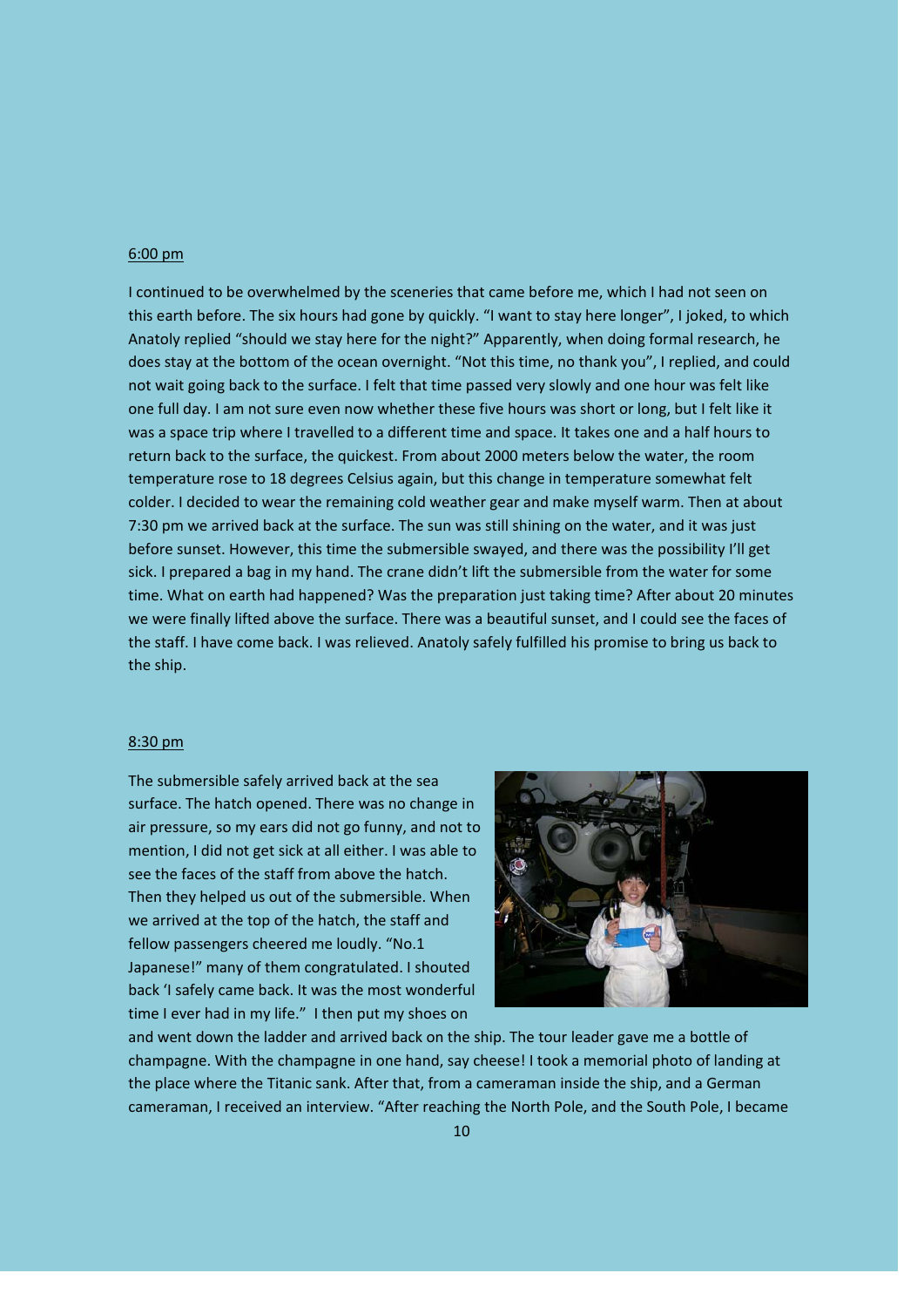6:00 pm

I continued to be overwhelmed by the sceneries that came before me, which I had not seen on this earth before. The six hours had gone by quickly. "I want to stay here longer", I joked, to which Anatoly replied "should we stay here for the night?" Apparently, when doing formal research, he does stay at the bottom of the ocean overnight. "Not this time, no thank you", I replied, and could not wait going back to the surface. I felt that time passed very slowly and one hour was felt like one full day. I am not sure even now whether these five hours was short or long, but I felt like it was a space trip where I travelled to a different time and space. It takes one and a half hours to return back to the surface, the quickest. From about 2000 meters below the water, the room temperature rose to 18 degrees Celsius again, but this change in temperature somewhat felt colder. I decided to wear the remaining cold weather gear and make myself warm. Then at about 7:30 pm we arrived back at the surface. The sun was still shining on the water, and it was just before sunset. However, this time the submersible swayed, and there was the possibility I'll get sick. I prepared a bag in my hand. The crane didn't lift the submersible from the water for some time. What on earth had happened? Was the preparation just taking time? After about 20 minutes we were finally lifted above the surface. There was a beautiful sunset, and I could see the faces of the staff. I have come back. I was relieved. Anatoly safely fulfilled his promise to bring us back to the ship.

8:30 pm

The submersible safely arrived back at the sea surface. The hatch opened. There was no change in air pressure, so my ears did not go funny, and not to mention, I did not get sick at all either. I was able to see the faces of the staff from above the hatch. Then they helped us out of the submersible. When we arrived at the top of the hatch, the staff and fellow passengers cheered me loudly. "No.1 Japanese!" many of them congratulated. I shouted back 'I safely came back. It was the most wonderful time I ever had in my life." I then put my shoes on and went down the ladder and arrived back on the ship. The tour leader gave me a bottle of champagne. With the champagne in one hand, say cheese! I took a memorial photo of landing at the place where the Titanic sank. After that, from a cameraman inside the ship, and a German cameraman, I received an interview. "After reaching the North Pole, and the South Pole, I became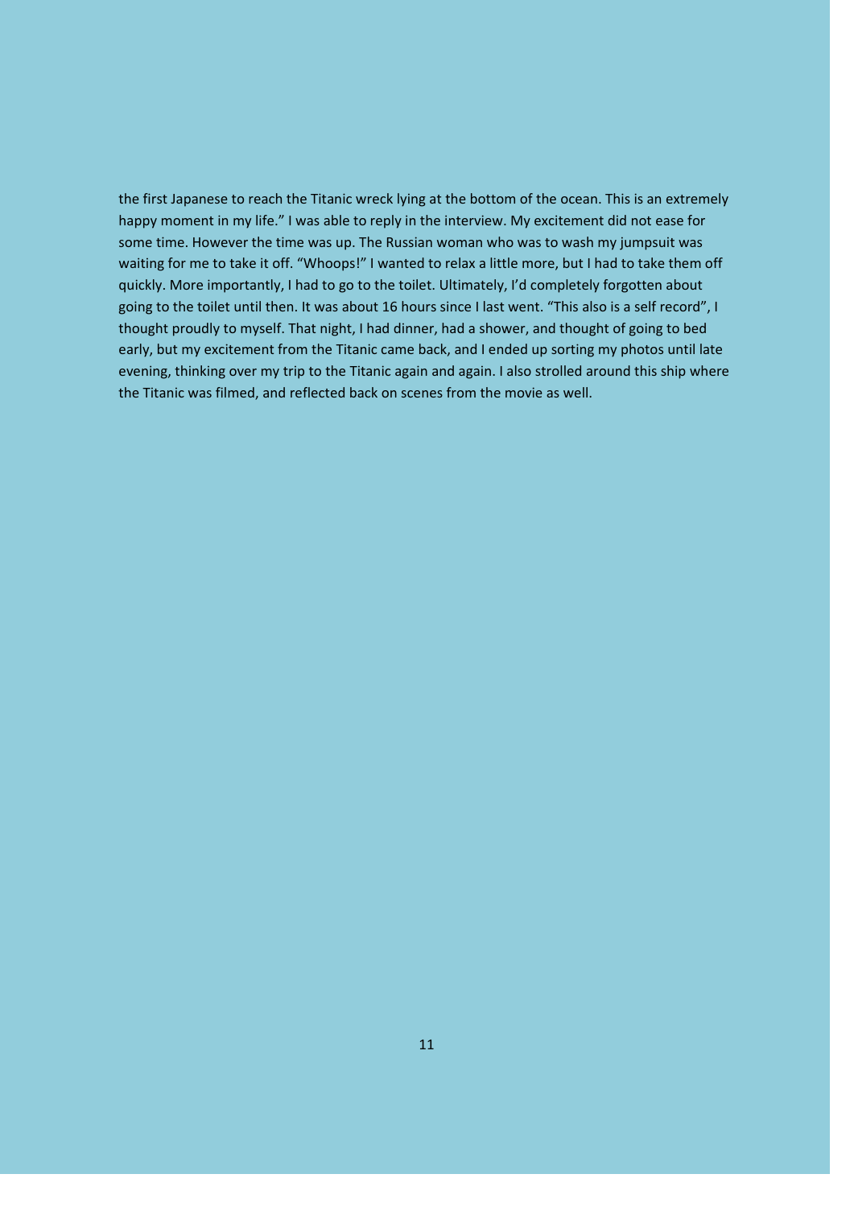the first Japanese to reach the Titanic wreck lying at the bottom of the ocean. This is an extremely happy moment in my life." I was able to reply in the interview. My excitement did not ease for some time. However the time was up. The Russian woman who was to wash my jumpsuit was waiting for me to take it off. "Whoops!" I wanted to relax a little more, but I had to take them off quickly. More importantly, I had to go to the toilet. Ultimately, I'd completely forgotten about going to the toilet until then. It was about 16 hours since I last went. "This also is a self record", I thought proudly to myself. That night, I had dinner, had a shower, and thought of going to bed early, but my excitement from the Titanic came back, and I ended up sorting my photos until late evening, thinking over my trip to the Titanic again and again. I also strolled around this ship where the Titanic was filmed, and reflected back on scenes from the movie as well.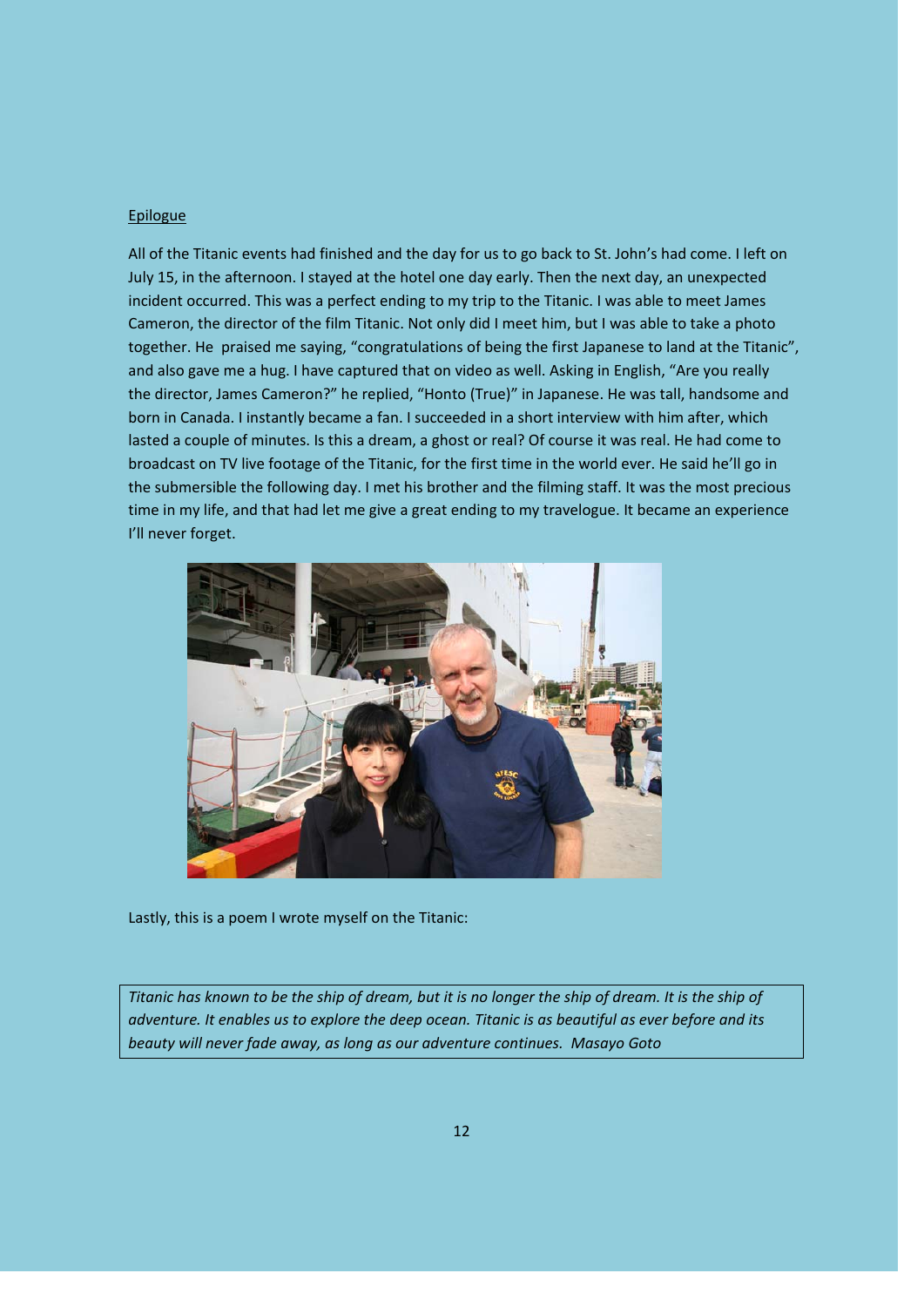## Epilogue

All of the Titanic events had finished and the day for us to go back to St. John's had come. I left on July 15, in the afternoon. I stayed at the hotel one day early. Then the next day, an unexpected incident occurred. This was a perfect ending to my trip to the Titanic. I was able to meet James Cameron, the director of the film Titanic. Not only did I meet him, but I was able to take a photo together. He praised me saying, "congratulations of being the first Japanese to land at the Titanic", and also gave me a hug. I have captured that on video as well. Asking in English, "Are you really the director, James Cameron?" he replied, "Honto (True)" in Japanese. He was tall, handsome and born in Canada. I instantly became a fan. I succeeded in a short interview with him after, which lasted a couple of minutes. Is this a dream, a ghost or real? Of course it was real. He had come to broadcast on TV live footage of the Titanic, for the first time in the world ever. He said he'll go in the submersible the following day. I met his brother and the filming staff. It was the most precious time in my life, and that had let me give a great ending to my travelogue. It became an experience I'll never forget.

Lastly, this is a poem I wrote myself on the Titanic:

*Titanic has known to be the ship of dream, but it is no longer the ship of dream. It is the ship of adventure. It enables us to explore the deep ocean. Titanic is as beautiful as ever before and its beauty will never fade away, as long as our adventure continues. Masayo Goto*